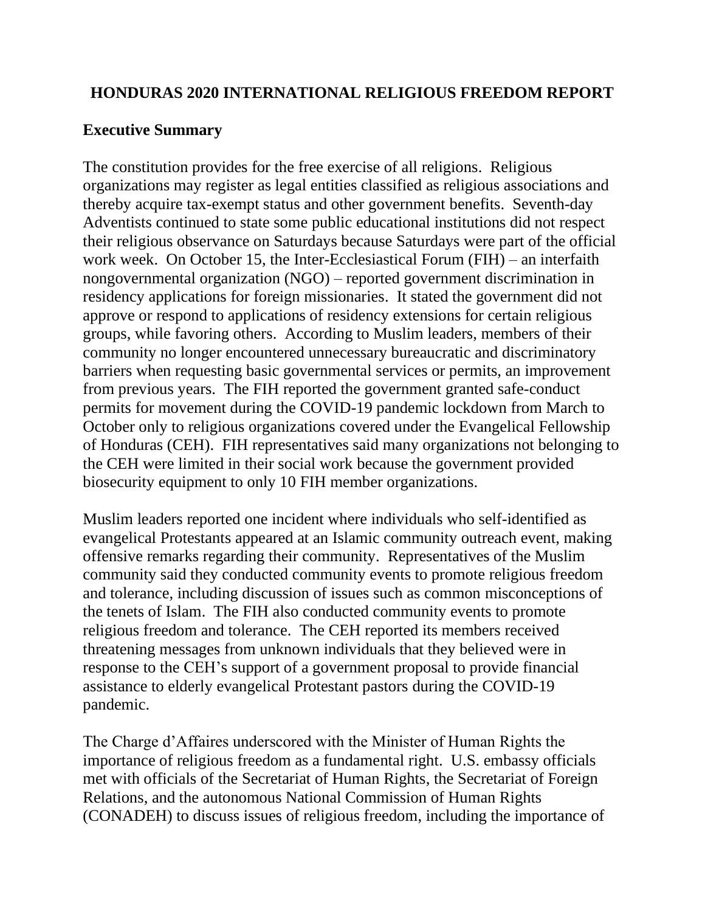# HONDURAS 2020 INTERNATIONAL RELIGIOUS FREEDOM REPORT

## Executive Summary

The constitution provides for the free exercise of all religions. Religious organizations may register as legal entities classified as religious associations and thereby acquire tax-exempt status and other government benefits. Seventh-day Adventists continued to state some public educational institutions did not respect their religious observance on Saturdays because Saturdays were part of the official work week. On October 15, the Inter-Ecclesiastical Forum (FIH) – an interfaith nongovernmental organization (NGO) – reported government discrimination in residency applications for foreign missionaries. It stated the government did not approve or respond to applications of residency extensions for certain religious groups, while favoring others. According to Muslim leaders, members of their community no longer encountered unnecessary bureaucratic and discriminatory barriers when requesting basic governmental services or permits, an improvement from previous years. The FIH reported the government granted safe-conduct permits for movement during the COVID-19 pandemic lockdown from March to October only to religious organizations covered under the Evangelical Fellowship of Honduras (CEH). FIH representatives said many organizations not belonging to the CEH were limited in their social work because the government provided biosecurity equipment to only 10 FIH member organizations.

Muslim leaders reported one incident where individuals who self-identified as evangelical Protestants appeared at an Islamic community outreach event, making offensive remarks regarding their community. Representatives of the Muslim community said they conducted community events to promote religious freedom and tolerance, including discussion of issues such as common misconceptions of the tenets of Islam. The FIH also conducted community events to promote religious freedom and tolerance. The CEH reported its members received threatening messages from unknown individuals that they believed were in response to the CEH's support of a government proposal to provide financial assistance to elderly evangelical Protestant pastors during the COVID-19 pandemic.

The Charge d'Affaires underscored with the Minister of Human Rights the importance of religious freedom as a fundamental right. U.S. embassy officials met with officials of the Secretariat of Human Rights, the Secretariat of Foreign Relations, and the autonomous National Commission of Human Rights (CONADEH) to discuss issues of religious freedom, including the importance of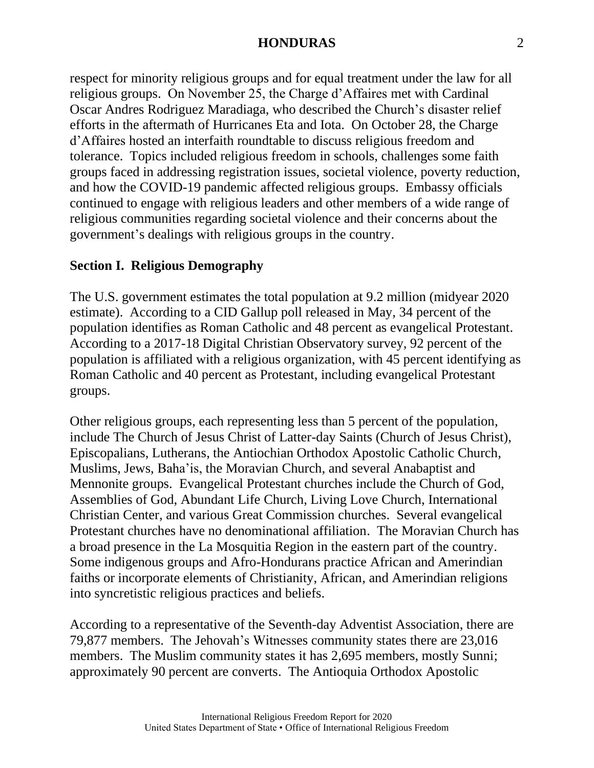respect for minority religious groups and for equal treatment under the law for all religious groups. On November 25, the Charge d'Affaires met with Cardinal Oscar Andres Rodriguez Maradiaga, who described the Church's disaster relief efforts in the aftermath of Hurricanes Eta and Iota. On October 28, the Charge d'Affaires hosted an interfaith roundtable to discuss religious freedom and tolerance. Topics included religious freedom in schools, challenges some faith groups faced in addressing registration issues, societal violence, poverty reduction, and how the COVID-19 pandemic affected religious groups. Embassy officials continued to engage with religious leaders and other members of a wide range of religious communities regarding societal violence and their concerns about the government's dealings with religious groups in the country.

## Section I. Religious Demography

The U.S. government estimates the total population at 9.2 million (midyear 2020 estimate). According to a CID Gallup poll released in May, 34 percent of the population identifies as Roman Catholic and 48 percent as evangelical Protestant. According to a 2017-18 Digital Christian Observatory survey, 92 percent of the population is affiliated with a religious organization, with 45 percent identifying as Roman Catholic and 40 percent as Protestant, including evangelical Protestant groups.

Other religious groups, each representing less than 5 percent of the population, include The Church of Jesus Christ of Latter-day Saints (Church of Jesus Christ), Episcopalians, Lutherans, the Antiochian Orthodox Apostolic Catholic Church, Muslims, Jews, Baha'is, the Moravian Church, and several Anabaptist and Mennonite groups. Evangelical Protestant churches include the Church of God, Assemblies of God, Abundant Life Church, Living Love Church, International Christian Center, and various Great Commission churches. Several evangelical Protestant churches have no denominational affiliation. The Moravian Church has a broad presence in the La Mosquitia Region in the eastern part of the country. Some indigenous groups and Afro-Hondurans practice African and Amerindian faiths or incorporate elements of Christianity, African, and Amerindian religions into syncretistic religious practices and beliefs.

According to a representative of the Seventh-day Adventist Association, there are 79,877 members. The Jehovah's Witnesses community states there are 23,016 members. The Muslim community states it has 2,695 members, mostly Sunni; approximately 90 percent are converts. The Antioquia Orthodox Apostolic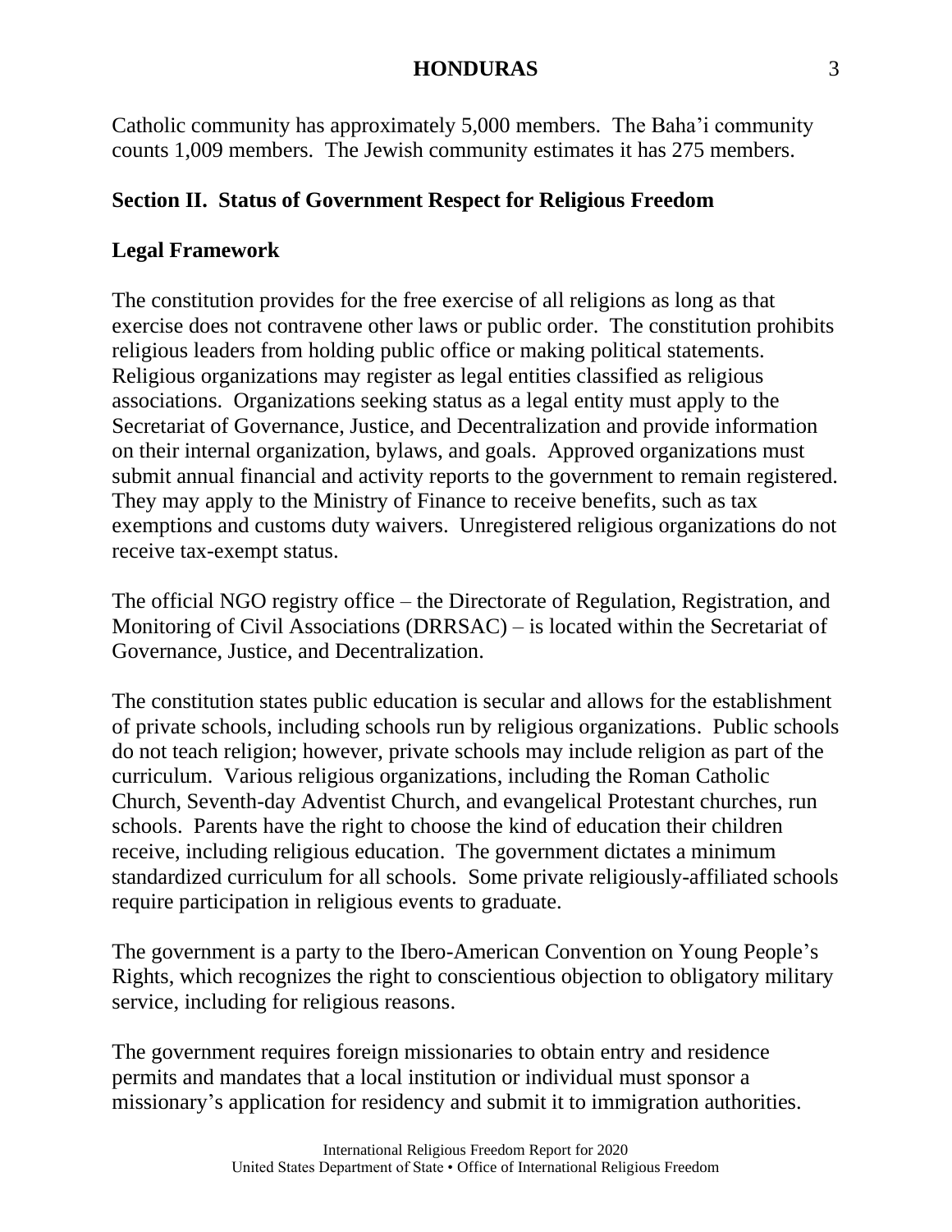Catholic community has approximately 5,000 members. The Baha'i community counts 1,009 members. The Jewish community estimates it has 275 members.

## Section II. Status of Government Respect for Religious Freedom

### Legal Framework

The constitution provides for the free exercise of all religions as long as that exercise does not contravene other laws or public order. The constitution prohibits religious leaders from holding public office or making political statements. Religious organizations may register as legal entities classified as religious associations. Organizations seeking status as a legal entity must apply to the Secretariat of Governance, Justice, and Decentralization and provide information on their internal organization, bylaws, and goals. Approved organizations must submit annual financial and activity reports to the government to remain registered. They may apply to the Ministry of Finance to receive benefits, such as tax exemptions and customs duty waivers. Unregistered religious organizations do not receive tax-exempt status.

The official NGO registry office – the Directorate of Regulation, Registration, and Monitoring of Civil Associations (DRRSAC) – is located within the Secretariat of Governance, Justice, and Decentralization.

The constitution states public education is secular and allows for the establishment of private schools, including schools run by religious organizations. Public schools do not teach religion; however, private schools may include religion as part of the curriculum. Various religious organizations, including the Roman Catholic Church, Seventh-day Adventist Church, and evangelical Protestant churches, run schools. Parents have the right to choose the kind of education their children receive, including religious education. The government dictates a minimum standardized curriculum for all schools. Some private religiously-affiliated schools require participation in religious events to graduate.

The government is a party to the Ibero-American Convention on Young People's Rights, which recognizes the right to conscientious objection to obligatory military service, including for religious reasons.

The government requires foreign missionaries to obtain entry and residence permits and mandates that a local institution or individual must sponsor a missionary's application for residency and submit it to immigration authorities.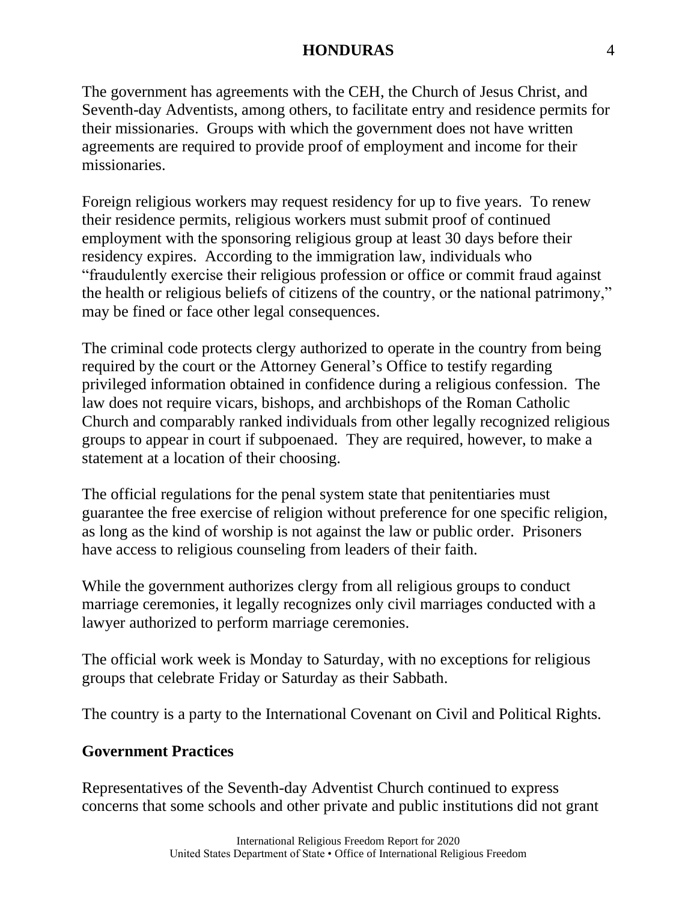The government has agreements with the CEH, the Church of Jesus Christ, and Seventh-day Adventists, among others, to facilitate entry and residence permits for their missionaries. Groups with which the government does not have written agreements are required to provide proof of employment and income for their missionaries.

Foreign religious workers may request residency for up to five years. To renew their residence permits, religious workers must submit proof of continued employment with the sponsoring religious group at least 30 days before their residency expires. According to the immigration law, individuals who "fraudulently exercise their religious profession or office or commit fraud against the health or religious beliefs of citizens of the country, or the national patrimony," may be fined or face other legal consequences.

The criminal code protects clergy authorized to operate in the country from being required by the court or the Attorney General's Office to testify regarding privileged information obtained in confidence during a religious confession. The law does not require vicars, bishops, and archbishops of the Roman Catholic Church and comparably ranked individuals from other legally recognized religious groups to appear in court if subpoenaed. They are required, however, to make a statement at a location of their choosing.

The official regulations for the penal system state that penitentiaries must guarantee the free exercise of religion without preference for one specific religion, as long as the kind of worship is not against the law or public order. Prisoners have access to religious counseling from leaders of their faith.

While the government authorizes clergy from all religious groups to conduct marriage ceremonies, it legally recognizes only civil marriages conducted with a lawyer authorized to perform marriage ceremonies.

The official work week is Monday to Saturday, with no exceptions for religious groups that celebrate Friday or Saturday as their Sabbath.

The country is a party to the International Covenant on Civil and Political Rights.

## Government Practices

Representatives of the Seventh-day Adventist Church continued to express concerns that some schools and other private and public institutions did not grant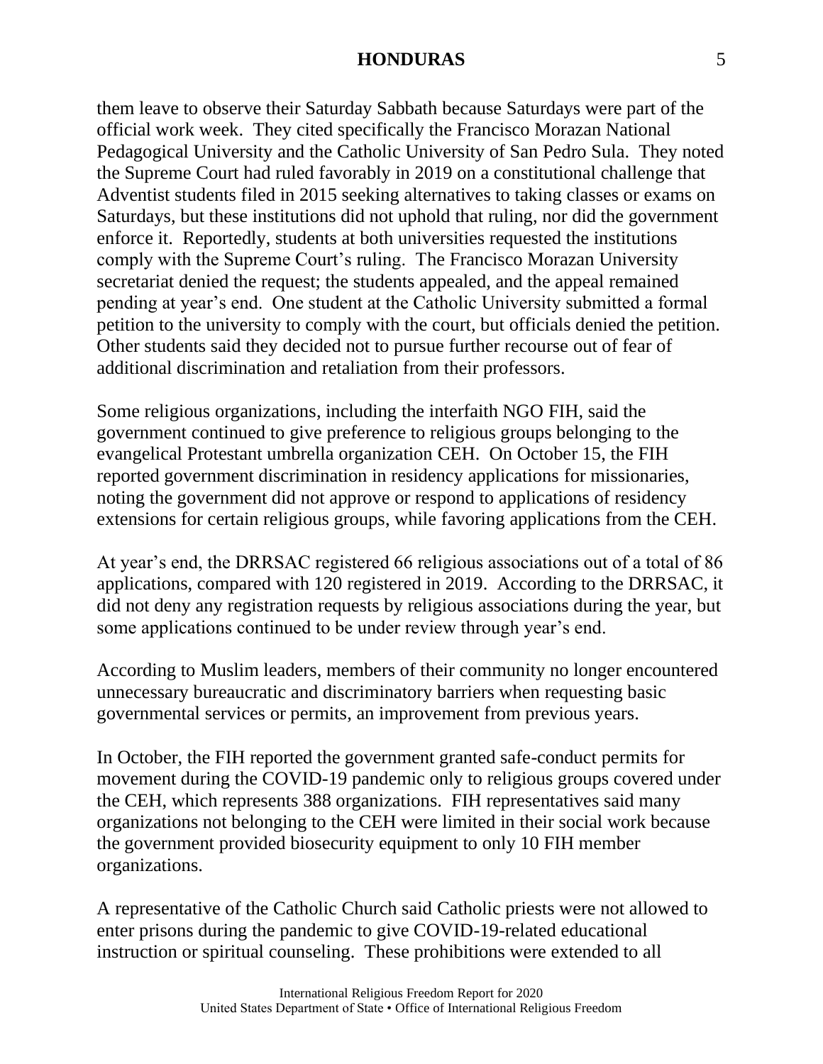them leave to observe their Saturday Sabbath because Saturdays were part of the official work week. They cited specifically the Francisco Morazan National Pedagogical University and the Catholic University of San Pedro Sula. They noted the Supreme Court had ruled favorably in 2019 on a constitutional challenge that Adventist students filed in 2015 seeking alternatives to taking classes or exams on Saturdays, but these institutions did not uphold that ruling, nor did the government enforce it. Reportedly, students at both universities requested the institutions comply with the Supreme Court's ruling. The Francisco Morazan University secretariat denied the request; the students appealed, and the appeal remained pending at year's end. One student at the Catholic University submitted a formal petition to the university to comply with the court, but officials denied the petition. Other students said they decided not to pursue further recourse out of fear of additional discrimination and retaliation from their professors.

Some religious organizations, including the interfaith NGO FIH, said the government continued to give preference to religious groups belonging to the evangelical Protestant umbrella organization CEH. On October 15, the FIH reported government discrimination in residency applications for missionaries, noting the government did not approve or respond to applications of residency extensions for certain religious groups, while favoring applications from the CEH.

At year's end, the DRRSAC registered 66 religious associations out of a total of 86 applications, compared with 120 registered in 2019. According to the DRRSAC, it did not deny any registration requests by religious associations during the year, but some applications continued to be under review through year's end.

According to Muslim leaders, members of their community no longer encountered unnecessary bureaucratic and discriminatory barriers when requesting basic governmental services or permits, an improvement from previous years.

In October, the FIH reported the government granted safe-conduct permits for movement during the COVID-19 pandemic only to religious groups covered under the CEH, which represents 388 organizations. FIH representatives said many organizations not belonging to the CEH were limited in their social work because the government provided biosecurity equipment to only 10 FIH member organizations.

A representative of the Catholic Church said Catholic priests were not allowed to enter prisons during the pandemic to give COVID-19-related educational instruction or spiritual counseling. These prohibitions were extended to all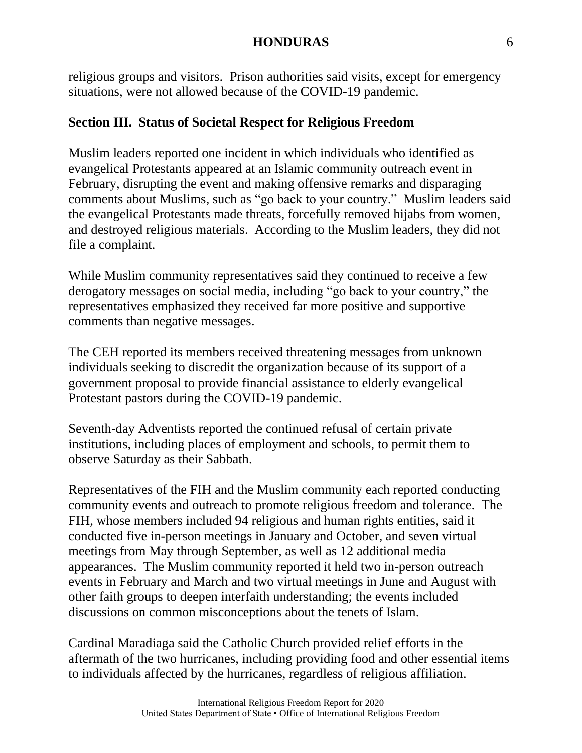religious groups and visitors. Prison authorities said visits, except for emergency situations, were not allowed because of the COVID-19 pandemic.

## Section III. Status of Societal Respect for Religious Freedom

Muslim leaders reported one incident in which individuals who identified as evangelical Protestants appeared at an Islamic community outreach event in February, disrupting the event and making offensive remarks and disparaging comments about Muslims, such as "go back to your country." Muslim leaders said the evangelical Protestants made threats, forcefully removed hijabs from women, and destroyed religious materials. According to the Muslim leaders, they did not file a complaint.

While Muslim community representatives said they continued to receive a few derogatory messages on social media, including "go back to your country," the representatives emphasized they received far more positive and supportive comments than negative messages.

The CEH reported its members received threatening messages from unknown individuals seeking to discredit the organization because of its support of a government proposal to provide financial assistance to elderly evangelical Protestant pastors during the COVID-19 pandemic.

Seventh-day Adventists reported the continued refusal of certain private institutions, including places of employment and schools, to permit them to observe Saturday as their Sabbath.

Representatives of the FIH and the Muslim community each reported conducting community events and outreach to promote religious freedom and tolerance. The FIH, whose members included 94 religious and human rights entities, said it conducted five in-person meetings in January and October, and seven virtual meetings from May through September, as well as 12 additional media appearances. The Muslim community reported it held two in-person outreach events in February and March and two virtual meetings in June and August with other faith groups to deepen interfaith understanding; the events included discussions on common misconceptions about the tenets of Islam.

Cardinal Maradiaga said the Catholic Church provided relief efforts in the aftermath of the two hurricanes, including providing food and other essential items to individuals affected by the hurricanes, regardless of religious affiliation.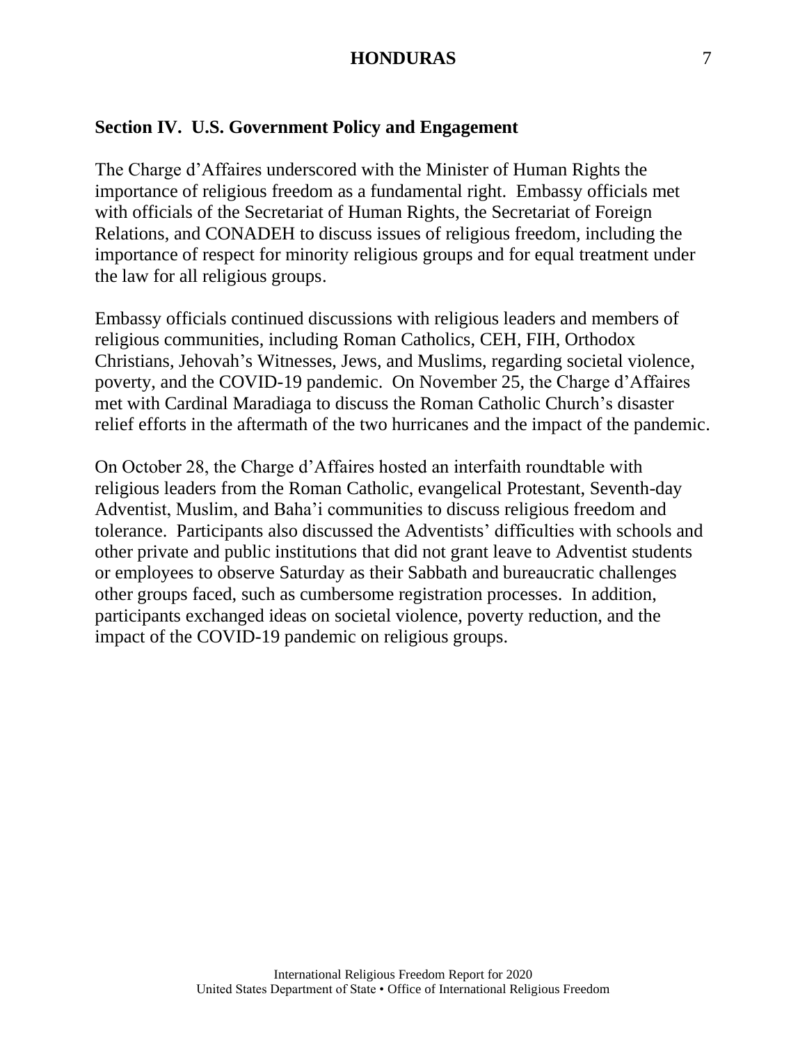## Section IV. U.S. Government Policy and Engagement

The Charge d'Affaires underscored with the Minister of Human Rights the importance of religious freedom as a fundamental right. Embassy officials met with officials of the Secretariat of Human Rights, the Secretariat of Foreign Relations, and CONADEH to discuss issues of religious freedom, including the importance of respect for minority religious groups and for equal treatment under the law for all religious groups.

Embassy officials continued discussions with religious leaders and members of religious communities, including Roman Catholics, CEH, FIH, Orthodox Christians, Jehovah's Witnesses, Jews, and Muslims, regarding societal violence, poverty, and the COVID-19 pandemic. On November 25, the Charge d'Affaires met with Cardinal Maradiaga to discuss the Roman Catholic Church's disaster relief efforts in the aftermath of the two hurricanes and the impact of the pandemic.

On October 28, the Charge d'Affaires hosted an interfaith roundtable with religious leaders from the Roman Catholic, evangelical Protestant, Seventh-day Adventist, Muslim, and Baha'i communities to discuss religious freedom and tolerance. Participants also discussed the Adventists' difficulties with schools and other private and public institutions that did not grant leave to Adventist students or employees to observe Saturday as their Sabbath and bureaucratic challenges other groups faced, such as cumbersome registration processes. In addition, participants exchanged ideas on societal violence, poverty reduction, and the impact of the COVID-19 pandemic on religious groups.